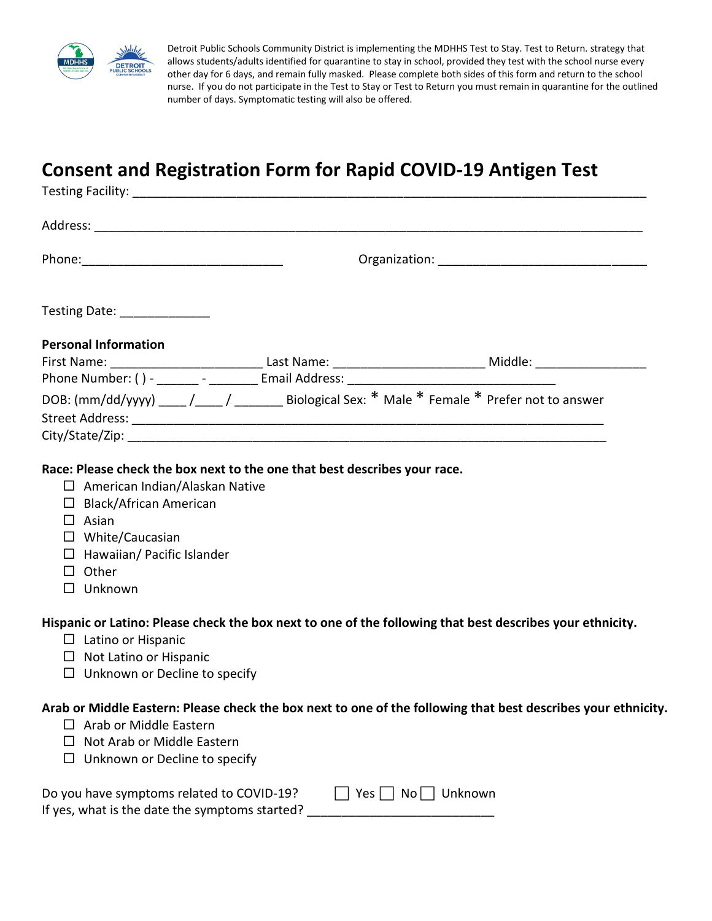Detroit Public Schools Community District is implementing the MDHHS Test to Stay. Test to Return. strategy that allows students/adults identified for quarantine to stay in school, provided they test with the school nurse every other day for 6 days, and remain fully masked. Please complete both sides of this form and return to the school nurse. If you do not participate in the Test to Stay or Test to Return you must remain in quarantine for the outlined number of days. Symptomatic testing will also be offered.

# Consent and Registration Form for Rapid COVID-19 Antigen Test

Testing Facility: ___________________________________________________________________________

Address: ________________________________________________________________________________

Phone:______________________________ Organization: ______________________________

Testing Date: _____________

**Personal Information**

First Name: ______________________ Last Name: ______________________ Middle: ________________

Phone Number: ( ) - ______ - _______ Email Address: ______________________________

DOB: (mm/dd/yyyy) ____ /____ / _______ Biological Sex: * Male * Female * Prefer not to answer

Street Address: ______________________________________________________________________

City/State/Zip: _______________________________________________________________________

**Race: Please check the box next to the one that best describes your race.**

- ☐ American Indian/Alaskan Native
- ☐ Black/African American
- ☐ Asian
- ☐ White/Caucasian
- ☐ Hawaiian/ Pacific Islander
- ☐ Other
- ☐ Unknown

**Hispanic or Latino: Please check the box next to one of the following that best describes your ethnicity.**

- ☐ Latino or Hispanic
- ☐ Not Latino or Hispanic
- ☐ Unknown or Decline to specify

**Arab or Middle Eastern: Please check the box next to one of the following that best describes your ethnicity.**

- ☐ Arab or Middle Eastern
- ☐ Not Arab or Middle Eastern
- ☐ Unknown or Decline to specify

Do you have symptoms related to COVID-19? ☐ Yes ☐ No ☐ Unknown

If yes, what is the date the symptoms started? ___________________________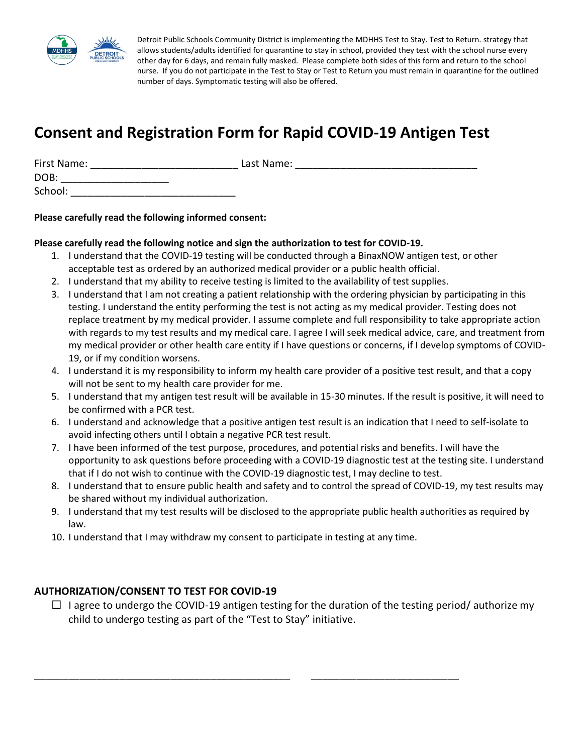Detroit Public Schools Community District is implementing the MDHHS Test to Stay. Test to Return. strategy that allows students/adults identified for quarantine to stay in school, provided they test with the school nurse every other day for 6 days, and remain fully masked. Please complete both sides of this form and return to the school nurse. If you do not participate in the Test to Stay or Test to Return you must remain in quarantine for the outlined number of days. Symptomatic testing will also be offered.

# Consent and Registration Form for Rapid COVID-19 Antigen Test

First Name: __________________________ Last Name: _______________________________

DOB: ___________________

School: _____________________________

**Please carefully read the following informed consent:**

**Please carefully read the following notice and sign the authorization to test for COVID-19.**

1. I understand that the COVID-19 testing will be conducted through a BinaxNOW antigen test, or other acceptable test as ordered by an authorized medical provider or a public health official.
2. I understand that my ability to receive testing is limited to the availability of test supplies.
3. I understand that I am not creating a patient relationship with the ordering physician by participating in this testing. I understand the entity performing the test is not acting as my medical provider. Testing does not replace treatment by my medical provider. I assume complete and full responsibility to take appropriate action with regards to my test results and my medical care. I agree I will seek medical advice, care, and treatment from my medical provider or other health care entity if I have questions or concerns, if I develop symptoms of COVID-19, or if my condition worsens.
4. I understand it is my responsibility to inform my health care provider of a positive test result, and that a copy will not be sent to my health care provider for me.
5. I understand that my antigen test result will be available in 15-30 minutes. If the result is positive, it will need to be confirmed with a PCR test.
6. I understand and acknowledge that a positive antigen test result is an indication that I need to self-isolate to avoid infecting others until I obtain a negative PCR test result.
7. I have been informed of the test purpose, procedures, and potential risks and benefits. I will have the opportunity to ask questions before proceeding with a COVID-19 diagnostic test at the testing site. I understand that if I do not wish to continue with the COVID-19 diagnostic test, I may decline to test.
8. I understand that to ensure public health and safety and to control the spread of COVID-19, my test results may be shared without my individual authorization.
9. I understand that my test results will be disclosed to the appropriate public health authorities as required by law.
10. I understand that I may withdraw my consent to participate in testing at any time.

## AUTHORIZATION/CONSENT TO TEST FOR COVID-19

- ☐ I agree to undergo the COVID-19 antigen testing for the duration of the testing period/ authorize my child to undergo testing as part of the “Test to Stay” initiative.

_____________________________________________ __________________________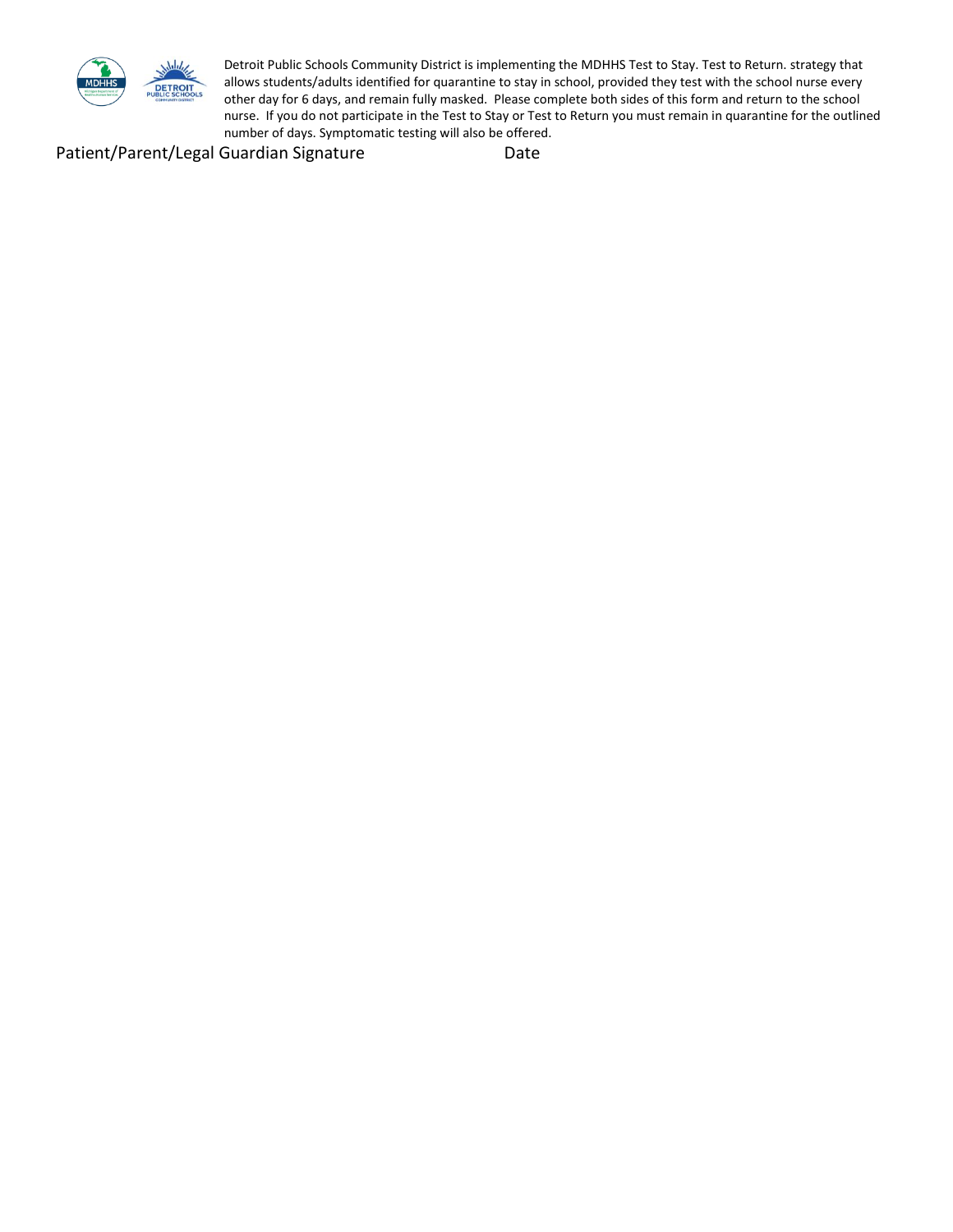Detroit Public Schools Community District is implementing the MDHHS Test to Stay. Test to Return. strategy that allows students/adults identified for quarantine to stay in school, provided they test with the school nurse every other day for 6 days, and remain fully masked. Please complete both sides of this form and return to the school nurse. If you do not participate in the Test to Stay or Test to Return you must remain in quarantine for the outlined number of days. Symptomatic testing will also be offered.

Patient/Parent/Legal Guardian Signature Date